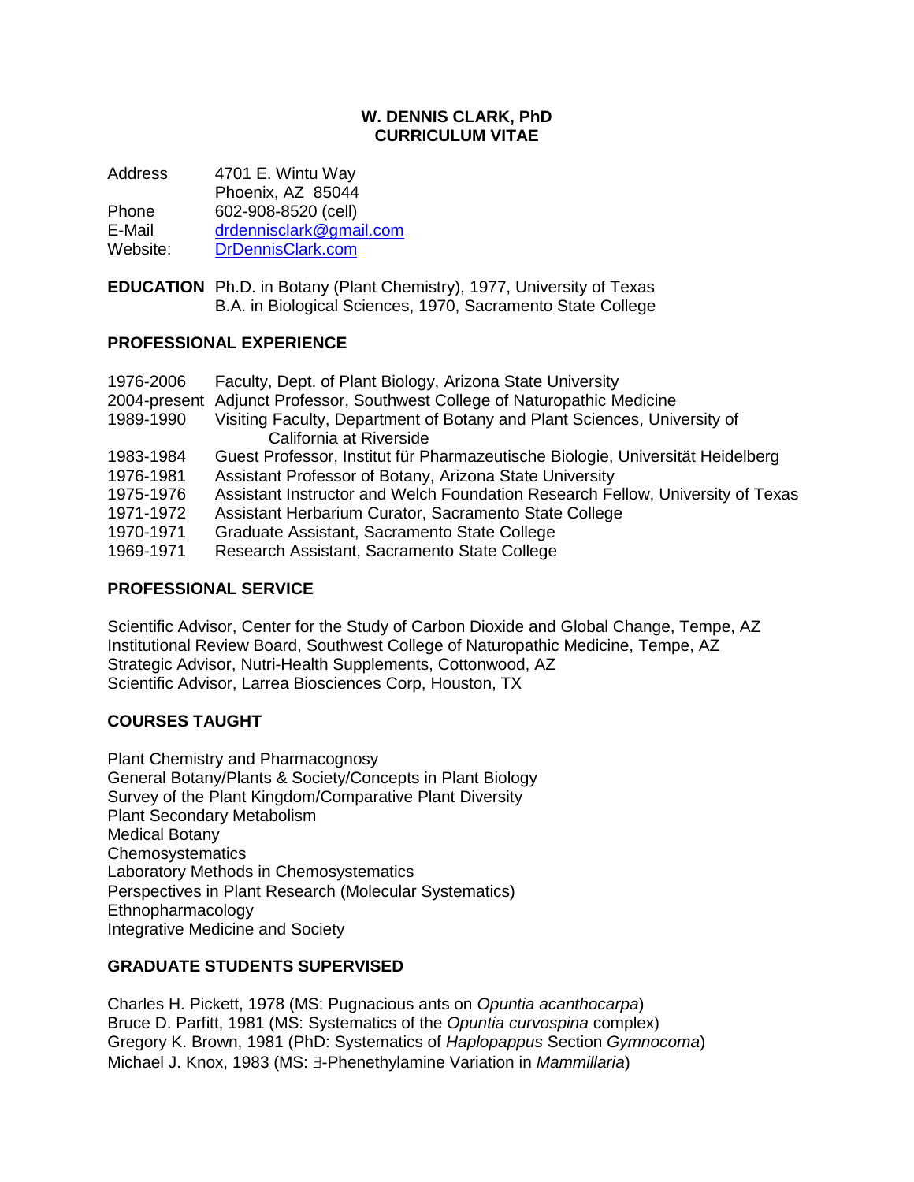**W. DENNIS CLARK, PhD**
**CURRICULUM VITAE**

| | |
|---|---|
| Address | 4701 E. Wintu Way |
| | Phoenix, AZ 85044 |
| Phone | 602-908-8520 (cell) |
| E-Mail | drdennisclark@gmail.com |
| Website: | DrDennisClark.com |

**EDUCATION** Ph.D. in Botany (Plant Chemistry), 1977, University of Texas
B.A. in Biological Sciences, 1970, Sacramento State College

## PROFESSIONAL EXPERIENCE

| | |
|---|---|
| 1976-2006 | Faculty, Dept. of Plant Biology, Arizona State University |
| 2004-present | Adjunct Professor, Southwest College of Naturopathic Medicine |
| 1989-1990 | Visiting Faculty, Department of Botany and Plant Sciences, University of California at Riverside |
| 1983-1984 | Guest Professor, Institut für Pharmazeutische Biologie, Universität Heidelberg |
| 1976-1981 | Assistant Professor of Botany, Arizona State University |
| 1975-1976 | Assistant Instructor and Welch Foundation Research Fellow, University of Texas |
| 1971-1972 | Assistant Herbarium Curator, Sacramento State College |
| 1970-1971 | Graduate Assistant, Sacramento State College |
| 1969-1971 | Research Assistant, Sacramento State College |

## PROFESSIONAL SERVICE

Scientific Advisor, Center for the Study of Carbon Dioxide and Global Change, Tempe, AZ
Institutional Review Board, Southwest College of Naturopathic Medicine, Tempe, AZ
Strategic Advisor, Nutri-Health Supplements, Cottonwood, AZ
Scientific Advisor, Larrea Biosciences Corp, Houston, TX

## COURSES TAUGHT

Plant Chemistry and Pharmacognosy
General Botany/Plants & Society/Concepts in Plant Biology
Survey of the Plant Kingdom/Comparative Plant Diversity
Plant Secondary Metabolism
Medical Botany
Chemosystematics
Laboratory Methods in Chemosystematics
Perspectives in Plant Research (Molecular Systematics)
Ethnopharmacology
Integrative Medicine and Society

## GRADUATE STUDENTS SUPERVISED

Charles H. Pickett, 1978 (MS: Pugnacious ants on *Opuntia acanthocarpa*)
Bruce D. Parfitt, 1981 (MS: Systematics of the *Opuntia curvospina* complex)
Gregory K. Brown, 1981 (PhD: Systematics of *Haplopappus* Section *Gymnocoma*)
Michael J. Knox, 1983 (MS: ∃-Phenethylamine Variation in *Mammillaria*)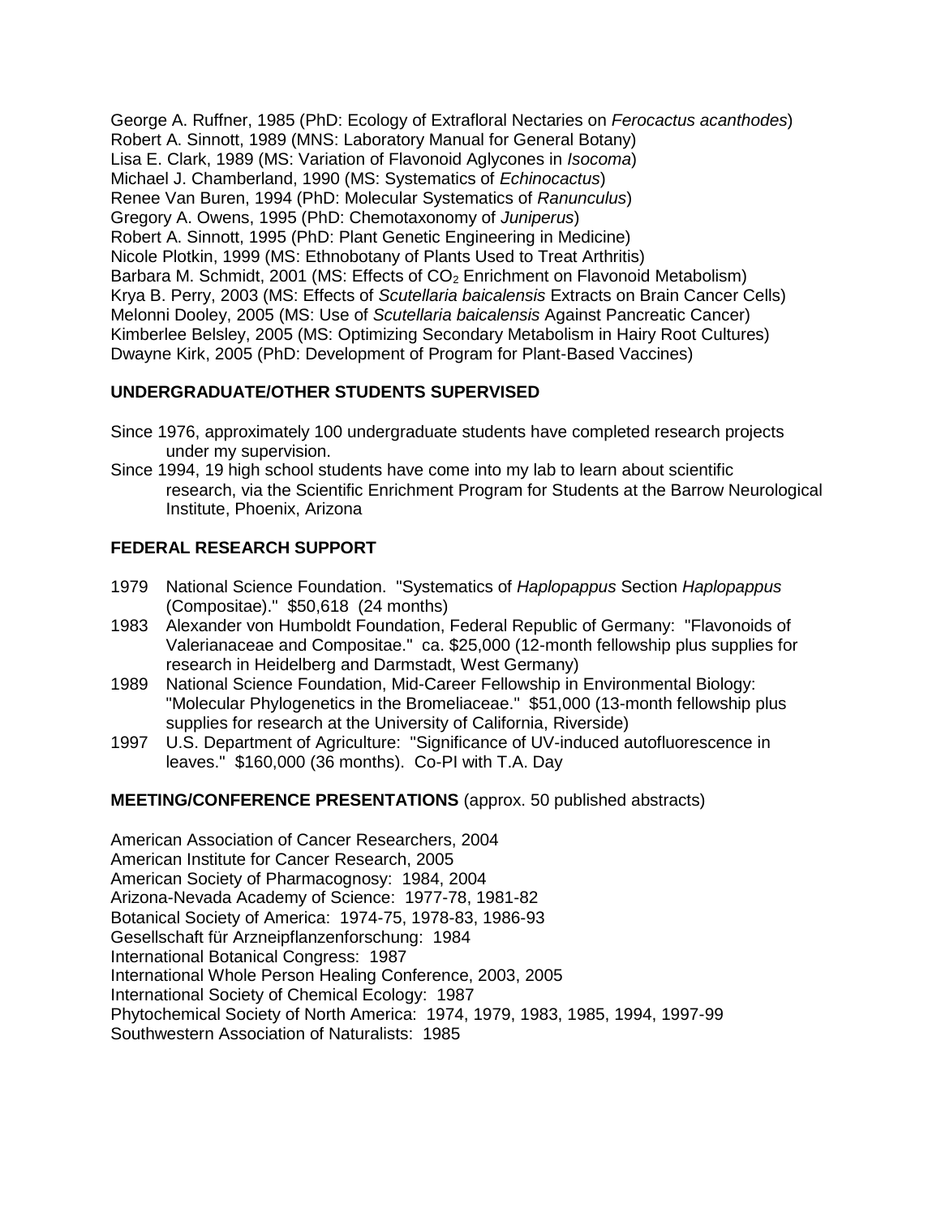George A. Ruffner, 1985 (PhD: Ecology of Extrafloral Nectaries on *Ferocactus acanthodes*)
Robert A. Sinnott, 1989 (MNS: Laboratory Manual for General Botany)
Lisa E. Clark, 1989 (MS: Variation of Flavonoid Aglycones in *Isocoma*)
Michael J. Chamberland, 1990 (MS: Systematics of *Echinocactus*)
Renee Van Buren, 1994 (PhD: Molecular Systematics of *Ranunculus*)
Gregory A. Owens, 1995 (PhD: Chemotaxonomy of *Juniperus*)
Robert A. Sinnott, 1995 (PhD: Plant Genetic Engineering in Medicine)
Nicole Plotkin, 1999 (MS: Ethnobotany of Plants Used to Treat Arthritis)
Barbara M. Schmidt, 2001 (MS: Effects of $CO_2$ Enrichment on Flavonoid Metabolism)
Krya B. Perry, 2003 (MS: Effects of *Scutellaria baicalensis* Extracts on Brain Cancer Cells)
Melonni Dooley, 2005 (MS: Use of *Scutellaria baicalensis* Against Pancreatic Cancer)
Kimberlee Belsley, 2005 (MS: Optimizing Secondary Metabolism in Hairy Root Cultures)
Dwayne Kirk, 2005 (PhD: Development of Program for Plant-Based Vaccines)

**UNDERGRADUATE/OTHER STUDENTS SUPERVISED**

Since 1976, approximately 100 undergraduate students have completed research projects under my supervision.

Since 1994, 19 high school students have come into my lab to learn about scientific research, via the Scientific Enrichment Program for Students at the Barrow Neurological Institute, Phoenix, Arizona

**FEDERAL RESEARCH SUPPORT**

1979 National Science Foundation. "Systematics of *Haplopappus* Section *Haplopappus* (Compositae)." $50,618 (24 months)

1983 Alexander von Humboldt Foundation, Federal Republic of Germany: "Flavonoids of Valerianaceae and Compositae." ca. $25,000 (12-month fellowship plus supplies for research in Heidelberg and Darmstadt, West Germany)

1989 National Science Foundation, Mid-Career Fellowship in Environmental Biology: "Molecular Phylogenetics in the Bromeliaceae." $51,000 (13-month fellowship plus supplies for research at the University of California, Riverside)

1997 U.S. Department of Agriculture: "Significance of UV-induced autofluorescence in leaves." $160,000 (36 months). Co-PI with T.A. Day

**MEETING/CONFERENCE PRESENTATIONS** (approx. 50 published abstracts)

American Association of Cancer Researchers, 2004
American Institute for Cancer Research, 2005
American Society of Pharmacognosy: 1984, 2004
Arizona-Nevada Academy of Science: 1977-78, 1981-82
Botanical Society of America: 1974-75, 1978-83, 1986-93
Gesellschaft für Arzneipflanzenforschung: 1984
International Botanical Congress: 1987
International Whole Person Healing Conference, 2003, 2005
International Society of Chemical Ecology: 1987
Phytochemical Society of North America: 1974, 1979, 1983, 1985, 1994, 1997-99
Southwestern Association of Naturalists: 1985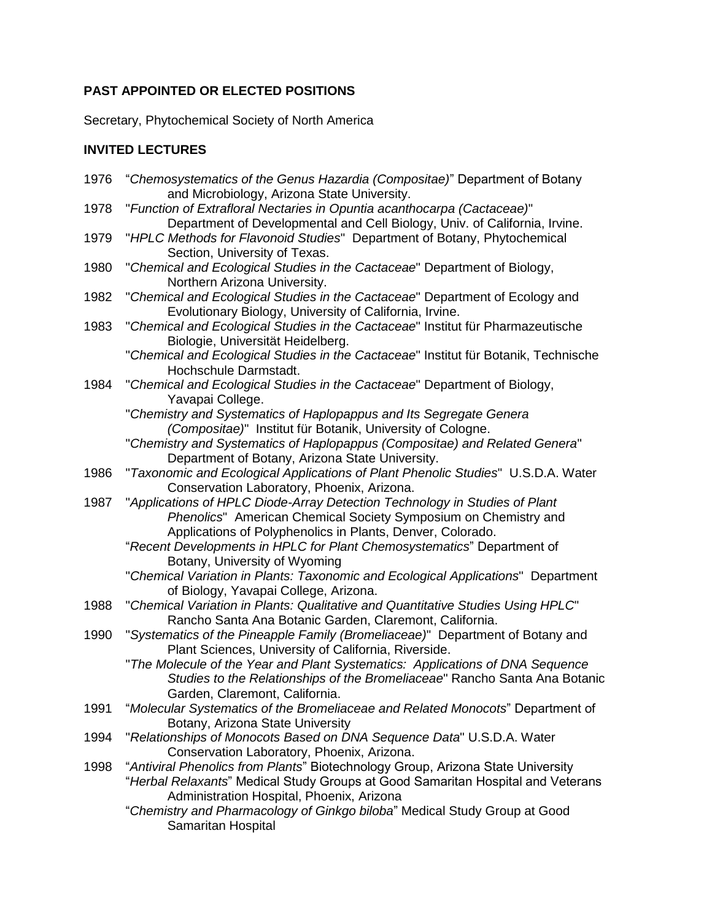## PAST APPOINTED OR ELECTED POSITIONS

Secretary, Phytochemical Society of North America

## INVITED LECTURES

1976 "*Chemosystematics of the Genus Hazardia (Compositae)*" Department of Botany and Microbiology, Arizona State University.

1978 "*Function of Extrafloral Nectaries in Opuntia acanthocarpa (Cactaceae)*" Department of Developmental and Cell Biology, Univ. of California, Irvine.

1979 "*HPLC Methods for Flavonoid Studies*" Department of Botany, Phytochemical Section, University of Texas.

1980 "*Chemical and Ecological Studies in the Cactaceae*" Department of Biology, Northern Arizona University.

1982 "*Chemical and Ecological Studies in the Cactaceae*" Department of Ecology and Evolutionary Biology, University of California, Irvine.

1983 "*Chemical and Ecological Studies in the Cactaceae*" Institut für Pharmazeutische Biologie, Universität Heidelberg.

"*Chemical and Ecological Studies in the Cactaceae*" Institut für Botanik, Technische Hochschule Darmstadt.

1984 "*Chemical and Ecological Studies in the Cactaceae*" Department of Biology, Yavapai College.

"*Chemistry and Systematics of Haplopappus and Its Segregate Genera (Compositae)*" Institut für Botanik, University of Cologne.

"*Chemistry and Systematics of Haplopappus (Compositae) and Related Genera*" Department of Botany, Arizona State University.

1986 "*Taxonomic and Ecological Applications of Plant Phenolic Studies*" U.S.D.A. Water Conservation Laboratory, Phoenix, Arizona.

1987 "*Applications of HPLC Diode-Array Detection Technology in Studies of Plant Phenolics*" American Chemical Society Symposium on Chemistry and Applications of Polyphenolics in Plants, Denver, Colorado.

"*Recent Developments in HPLC for Plant Chemosystematics*" Department of Botany, University of Wyoming

"*Chemical Variation in Plants: Taxonomic and Ecological Applications*" Department of Biology, Yavapai College, Arizona.

1988 "*Chemical Variation in Plants: Qualitative and Quantitative Studies Using HPLC*" Rancho Santa Ana Botanic Garden, Claremont, California.

1990 "*Systematics of the Pineapple Family (Bromeliaceae)*" Department of Botany and Plant Sciences, University of California, Riverside.

"*The Molecule of the Year and Plant Systematics: Applications of DNA Sequence Studies to the Relationships of the Bromeliaceae*" Rancho Santa Ana Botanic Garden, Claremont, California.

1991 "*Molecular Systematics of the Bromeliaceae and Related Monocots*" Department of Botany, Arizona State University

1994 "*Relationships of Monocots Based on DNA Sequence Data*" U.S.D.A. Water Conservation Laboratory, Phoenix, Arizona.

1998 "*Antiviral Phenolics from Plants*" Biotechnology Group, Arizona State University

"*Herbal Relaxants*" Medical Study Groups at Good Samaritan Hospital and Veterans Administration Hospital, Phoenix, Arizona

"*Chemistry and Pharmacology of Ginkgo biloba*" Medical Study Group at Good Samaritan Hospital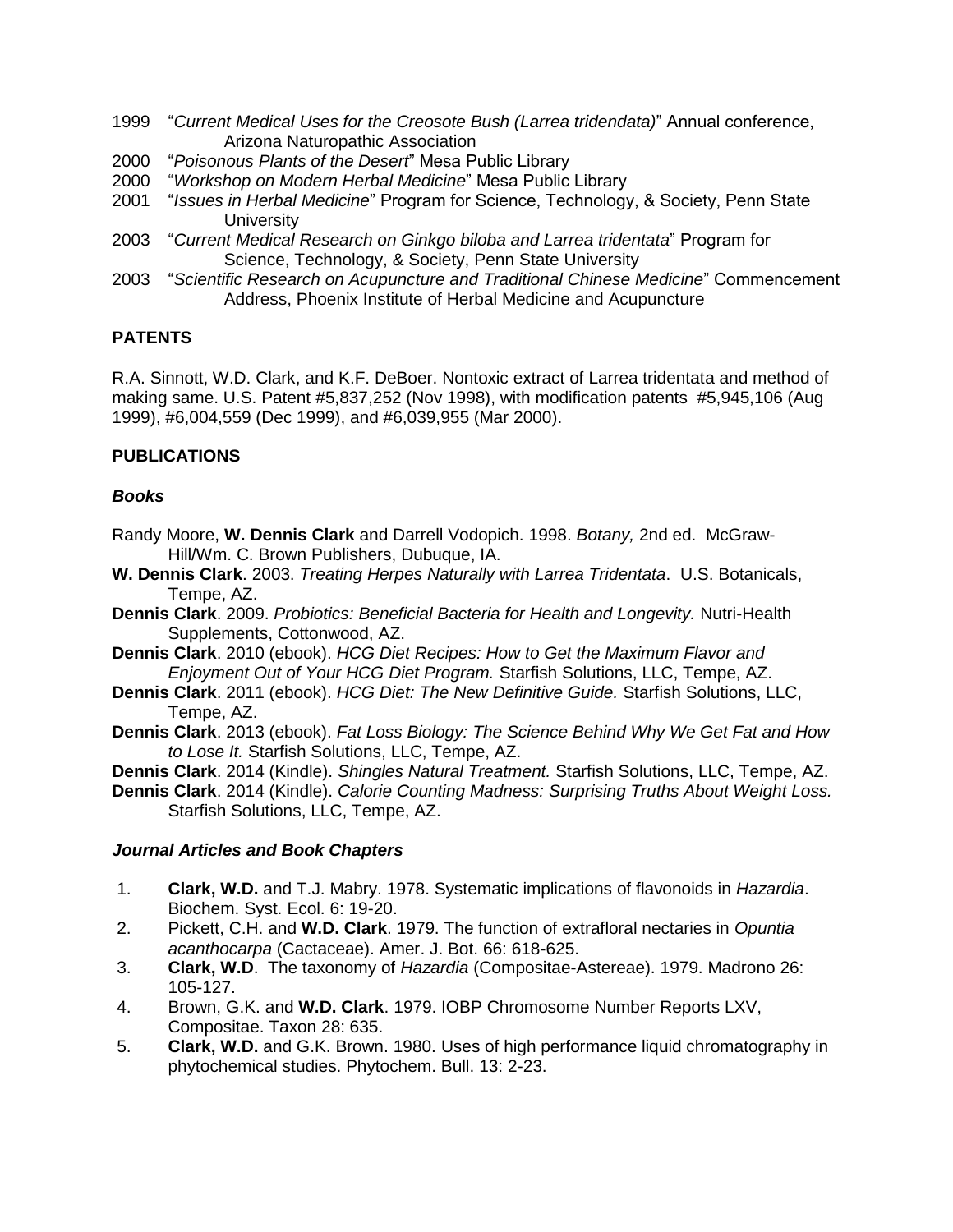1999 "*Current Medical Uses for the Creosote Bush (Larrea tridendata)*" Annual conference, Arizona Naturopathic Association

2000 "*Poisonous Plants of the Desert*" Mesa Public Library

2000 "*Workshop on Modern Herbal Medicine*" Mesa Public Library

2001 "*Issues in Herbal Medicine*" Program for Science, Technology, & Society, Penn State University

2003 "*Current Medical Research on Ginkgo biloba and Larrea tridentata*" Program for Science, Technology, & Society, Penn State University

2003 "*Scientific Research on Acupuncture and Traditional Chinese Medicine*" Commencement Address, Phoenix Institute of Herbal Medicine and Acupuncture

## PATENTS

R.A. Sinnott, W.D. Clark, and K.F. DeBoer. Nontoxic extract of Larrea tridentata and method of making same. U.S. Patent #5,837,252 (Nov 1998), with modification patents #5,945,106 (Aug 1999), #6,004,559 (Dec 1999), and #6,039,955 (Mar 2000).

## PUBLICATIONS

### *Books*

Randy Moore, **W. Dennis Clark** and Darrell Vodopich. 1998. *Botany,* 2nd ed. McGraw-Hill/Wm. C. Brown Publishers, Dubuque, IA.

**W. Dennis Clark**. 2003. *Treating Herpes Naturally with Larrea Tridentata*. U.S. Botanicals, Tempe, AZ.

**Dennis Clark**. 2009. *Probiotics: Beneficial Bacteria for Health and Longevity.* Nutri-Health Supplements, Cottonwood, AZ.

**Dennis Clark**. 2010 (ebook). *HCG Diet Recipes: How to Get the Maximum Flavor and Enjoyment Out of Your HCG Diet Program.* Starfish Solutions, LLC, Tempe, AZ.

**Dennis Clark**. 2011 (ebook). *HCG Diet: The New Definitive Guide.* Starfish Solutions, LLC, Tempe, AZ.

**Dennis Clark**. 2013 (ebook). *Fat Loss Biology: The Science Behind Why We Get Fat and How to Lose It.* Starfish Solutions, LLC, Tempe, AZ.

**Dennis Clark**. 2014 (Kindle). *Shingles Natural Treatment.* Starfish Solutions, LLC, Tempe, AZ.

**Dennis Clark**. 2014 (Kindle). *Calorie Counting Madness: Surprising Truths About Weight Loss.* Starfish Solutions, LLC, Tempe, AZ.

### *Journal Articles and Book Chapters*

1. **Clark, W.D.** and T.J. Mabry. 1978. Systematic implications of flavonoids in *Hazardia*. Biochem. Syst. Ecol. 6: 19-20.
2. Pickett, C.H. and **W.D. Clark**. 1979. The function of extrafloral nectaries in *Opuntia acanthocarpa* (Cactaceae). Amer. J. Bot. 66: 618-625.
3. **Clark, W.D**. The taxonomy of *Hazardia* (Compositae-Astereae). 1979. Madrono 26: 105-127.
4. Brown, G.K. and **W.D. Clark**. 1979. IOBP Chromosome Number Reports LXV, Compositae. Taxon 28: 635.
5. **Clark, W.D.** and G.K. Brown. 1980. Uses of high performance liquid chromatography in phytochemical studies. Phytochem. Bull. 13: 2-23.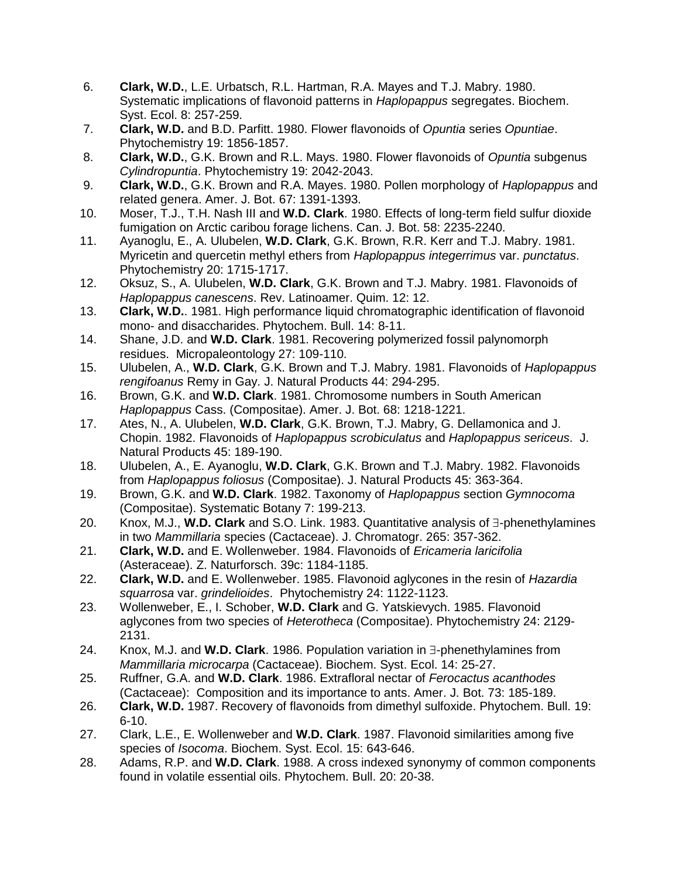6. **Clark, W.D.**, L.E. Urbatsch, R.L. Hartman, R.A. Mayes and T.J. Mabry. 1980. Systematic implications of flavonoid patterns in *Haplopappus* segregates. Biochem. Syst. Ecol. 8: 257-259.
7. **Clark, W.D.** and B.D. Parfitt. 1980. Flower flavonoids of *Opuntia* series *Opuntiae*. Phytochemistry 19: 1856-1857.
8. **Clark, W.D.**, G.K. Brown and R.L. Mays. 1980. Flower flavonoids of *Opuntia* subgenus *Cylindropuntia*. Phytochemistry 19: 2042-2043.
9. **Clark, W.D.**, G.K. Brown and R.A. Mayes. 1980. Pollen morphology of *Haplopappus* and related genera. Amer. J. Bot. 67: 1391-1393.
10. Moser, T.J., T.H. Nash III and **W.D. Clark**. 1980. Effects of long-term field sulfur dioxide fumigation on Arctic caribou forage lichens. Can. J. Bot. 58: 2235-2240.
11. Ayanoglu, E., A. Ulubelen, **W.D. Clark**, G.K. Brown, R.R. Kerr and T.J. Mabry. 1981. Myricetin and quercetin methyl ethers from *Haplopappus integerrimus* var. *punctatus*. Phytochemistry 20: 1715-1717.
12. Oksuz, S., A. Ulubelen, **W.D. Clark**, G.K. Brown and T.J. Mabry. 1981. Flavonoids of *Haplopappus canescens*. Rev. Latinoamer. Quim. 12: 12.
13. **Clark, W.D.**. 1981. High performance liquid chromatographic identification of flavonoid mono- and disaccharides. Phytochem. Bull. 14: 8-11.
14. Shane, J.D. and **W.D. Clark**. 1981. Recovering polymerized fossil palynomorph residues. Micropaleontology 27: 109-110.
15. Ulubelen, A., **W.D. Clark**, G.K. Brown and T.J. Mabry. 1981. Flavonoids of *Haplopappus rengifoanus* Remy in Gay. J. Natural Products 44: 294-295.
16. Brown, G.K. and **W.D. Clark**. 1981. Chromosome numbers in South American *Haplopappus* Cass. (Compositae). Amer. J. Bot. 68: 1218-1221.
17. Ates, N., A. Ulubelen, **W.D. Clark**, G.K. Brown, T.J. Mabry, G. Dellamonica and J. Chopin. 1982. Flavonoids of *Haplopappus scrobiculatus* and *Haplopappus sericeus*. J. Natural Products 45: 189-190.
18. Ulubelen, A., E. Ayanoglu, **W.D. Clark**, G.K. Brown and T.J. Mabry. 1982. Flavonoids from *Haplopappus foliosus* (Compositae). J. Natural Products 45: 363-364.
19. Brown, G.K. and **W.D. Clark**. 1982. Taxonomy of *Haplopappus* section *Gymnocoma* (Compositae). Systematic Botany 7: 199-213.
20. Knox, M.J., **W.D. Clark** and S.O. Link. 1983. Quantitative analysis of ∃-phenethylamines in two *Mammillaria* species (Cactaceae). J. Chromatogr. 265: 357-362.
21. **Clark, W.D.** and E. Wollenweber. 1984. Flavonoids of *Ericameria laricifolia* (Asteraceae). Z. Naturforsch. 39c: 1184-1185.
22. **Clark, W.D.** and E. Wollenweber. 1985. Flavonoid aglycones in the resin of *Hazardia squarrosa* var. *grindelioides*. Phytochemistry 24: 1122-1123.
23. Wollenweber, E., I. Schober, **W.D. Clark** and G. Yatskievych. 1985. Flavonoid aglycones from two species of *Heterotheca* (Compositae). Phytochemistry 24: 2129-2131.
24. Knox, M.J. and **W.D. Clark**. 1986. Population variation in ∃-phenethylamines from *Mammillaria microcarpa* (Cactaceae). Biochem. Syst. Ecol. 14: 25-27.
25. Ruffner, G.A. and **W.D. Clark**. 1986. Extrafloral nectar of *Ferocactus acanthodes* (Cactaceae): Composition and its importance to ants. Amer. J. Bot. 73: 185-189.
26. **Clark, W.D.** 1987. Recovery of flavonoids from dimethyl sulfoxide. Phytochem. Bull. 19: 6-10.
27. Clark, L.E., E. Wollenweber and **W.D. Clark**. 1987. Flavonoid similarities among five species of *Isocoma*. Biochem. Syst. Ecol. 15: 643-646.
28. Adams, R.P. and **W.D. Clark**. 1988. A cross indexed synonymy of common components found in volatile essential oils. Phytochem. Bull. 20: 20-38.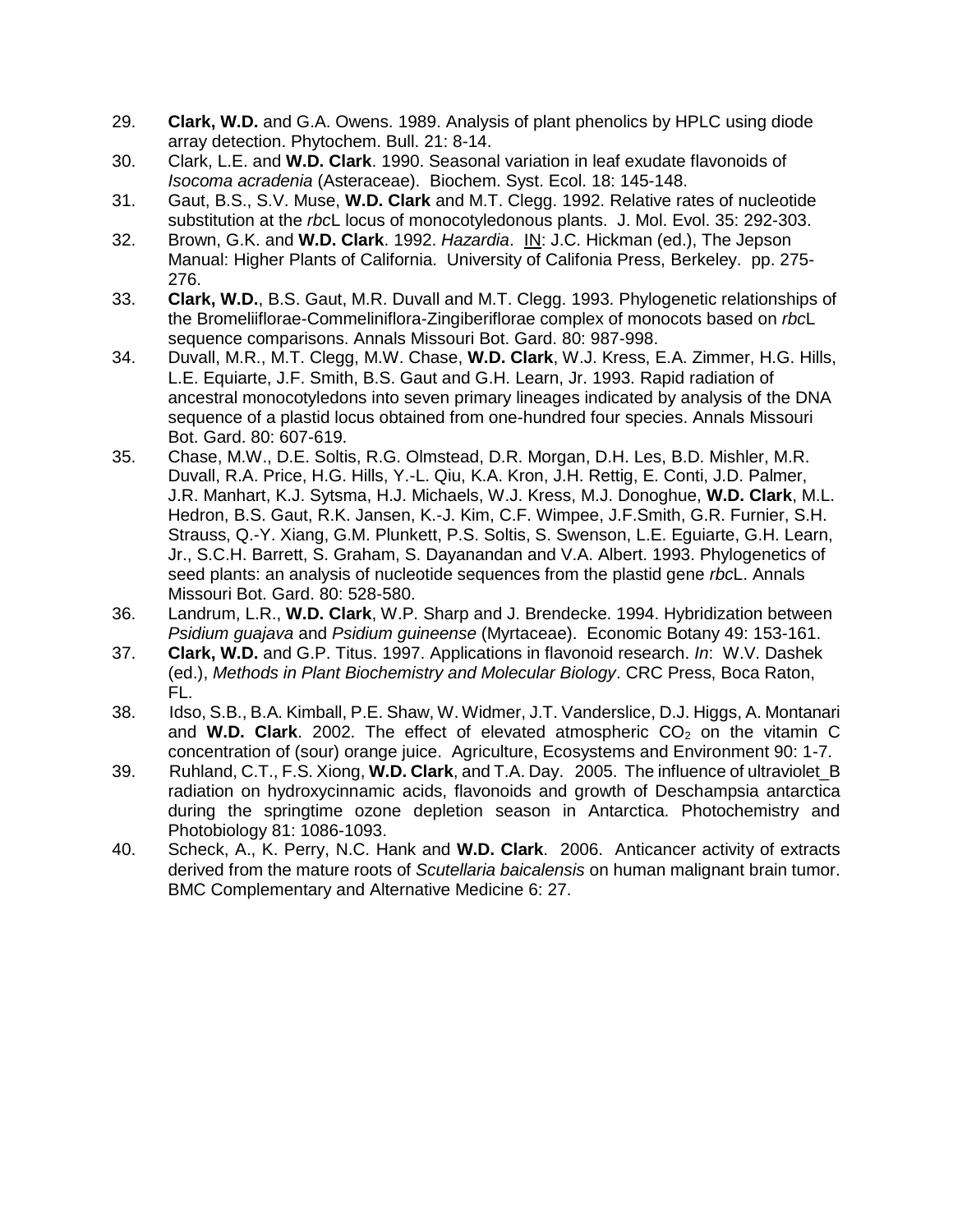29. **Clark, W.D.** and G.A. Owens. 1989. Analysis of plant phenolics by HPLC using diode array detection. Phytochem. Bull. 21: 8-14.
30. Clark, L.E. and **W.D. Clark**. 1990. Seasonal variation in leaf exudate flavonoids of *Isocoma acradenia* (Asteraceae). Biochem. Syst. Ecol. 18: 145-148.
31. Gaut, B.S., S.V. Muse, **W.D. Clark** and M.T. Clegg. 1992. Relative rates of nucleotide substitution at the *rbc*L locus of monocotyledonous plants. J. Mol. Evol. 35: 292-303.
32. Brown, G.K. and **W.D. Clark**. 1992. *Hazardia*. IN: J.C. Hickman (ed.), The Jepson Manual: Higher Plants of California. University of Califonia Press, Berkeley. pp. 275-276.
33. **Clark, W.D.**, B.S. Gaut, M.R. Duvall and M.T. Clegg. 1993. Phylogenetic relationships of the Bromeliiflorae-Commeliniflora-Zingiberiflorae complex of monocots based on *rbc*L sequence comparisons. Annals Missouri Bot. Gard. 80: 987-998.
34. Duvall, M.R., M.T. Clegg, M.W. Chase, **W.D. Clark**, W.J. Kress, E.A. Zimmer, H.G. Hills, L.E. Equiarte, J.F. Smith, B.S. Gaut and G.H. Learn, Jr. 1993. Rapid radiation of ancestral monocotyledons into seven primary lineages indicated by analysis of the DNA sequence of a plastid locus obtained from one-hundred four species. Annals Missouri Bot. Gard. 80: 607-619.
35. Chase, M.W., D.E. Soltis, R.G. Olmstead, D.R. Morgan, D.H. Les, B.D. Mishler, M.R. Duvall, R.A. Price, H.G. Hills, Y.-L. Qiu, K.A. Kron, J.H. Rettig, E. Conti, J.D. Palmer, J.R. Manhart, K.J. Sytsma, H.J. Michaels, W.J. Kress, M.J. Donoghue, **W.D. Clark**, M.L. Hedron, B.S. Gaut, R.K. Jansen, K.-J. Kim, C.F. Wimpee, J.F.Smith, G.R. Furnier, S.H. Strauss, Q.-Y. Xiang, G.M. Plunkett, P.S. Soltis, S. Swenson, L.E. Eguiarte, G.H. Learn, Jr., S.C.H. Barrett, S. Graham, S. Dayanandan and V.A. Albert. 1993. Phylogenetics of seed plants: an analysis of nucleotide sequences from the plastid gene *rbc*L. Annals Missouri Bot. Gard. 80: 528-580.
36. Landrum, L.R., **W.D. Clark**, W.P. Sharp and J. Brendecke. 1994. Hybridization between *Psidium guajava* and *Psidium guineense* (Myrtaceae). Economic Botany 49: 153-161.
37. **Clark, W.D.** and G.P. Titus. 1997. Applications in flavonoid research. *In*: W.V. Dashek (ed.), *Methods in Plant Biochemistry and Molecular Biology*. CRC Press, Boca Raton, FL.
38. Idso, S.B., B.A. Kimball, P.E. Shaw, W. Widmer, J.T. Vanderslice, D.J. Higgs, A. Montanari and **W.D. Clark**. 2002. The effect of elevated atmospheric $CO_2$ on the vitamin C concentration of (sour) orange juice. Agriculture, Ecosystems and Environment 90: 1-7.
39. Ruhland, C.T., F.S. Xiong, **W.D. Clark**, and T.A. Day. 2005. The influence of ultraviolet_B radiation on hydroxycinnamic acids, flavonoids and growth of Deschampsia antarctica during the springtime ozone depletion season in Antarctica. Photochemistry and Photobiology 81: 1086-1093.
40. Scheck, A., K. Perry, N.C. Hank and **W.D. Clark**. 2006. Anticancer activity of extracts derived from the mature roots of *Scutellaria baicalensis* on human malignant brain tumor. BMC Complementary and Alternative Medicine 6: 27.